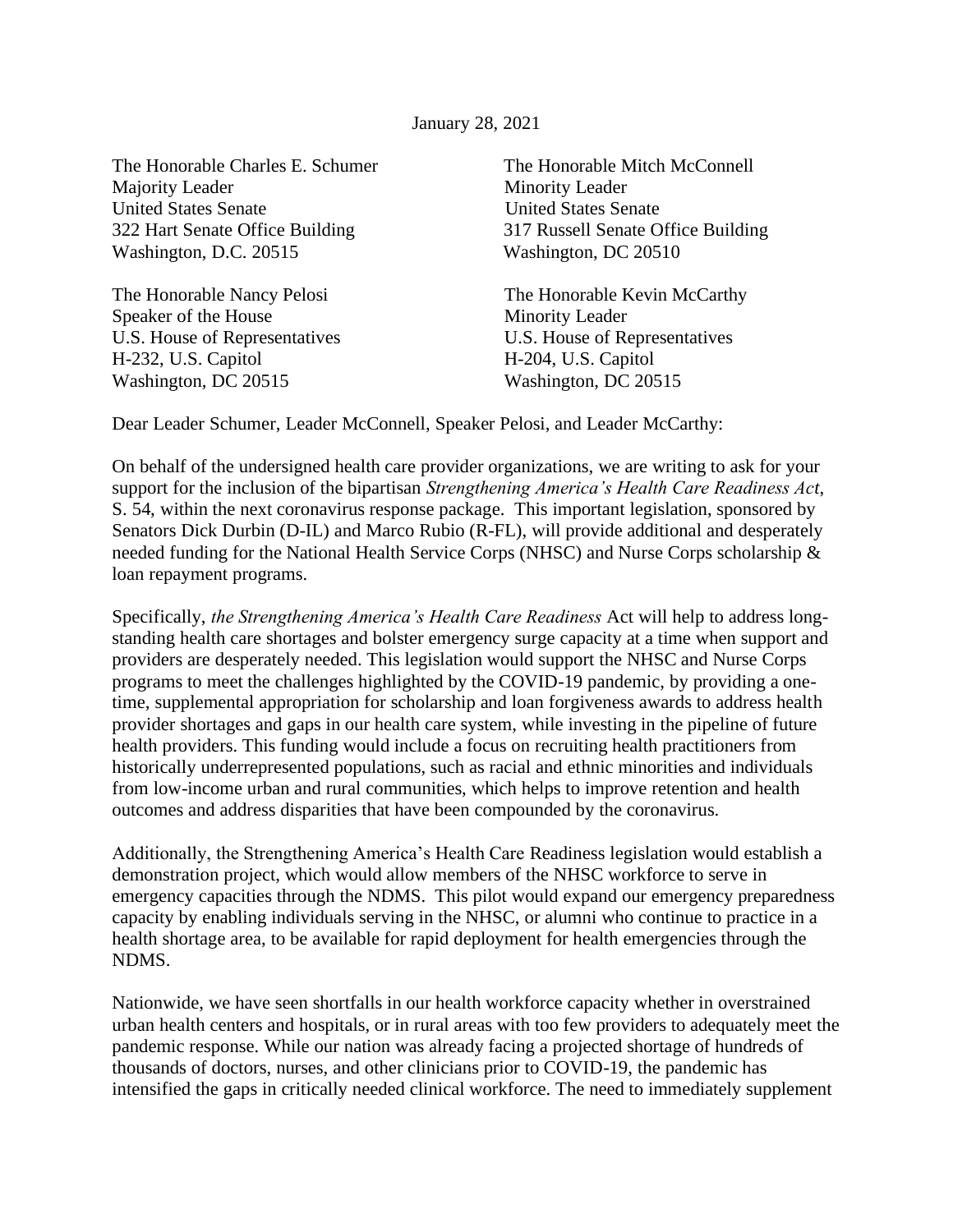January 28, 2021

The Honorable Charles E. Schumer
Majority Leader
United States Senate
322 Hart Senate Office Building
Washington, D.C. 20515

The Honorable Mitch McConnell
Minority Leader
United States Senate
317 Russell Senate Office Building
Washington, DC 20510

The Honorable Nancy Pelosi
Speaker of the House
U.S. House of Representatives
H-232, U.S. Capitol
Washington, DC 20515

The Honorable Kevin McCarthy
Minority Leader
U.S. House of Representatives
H-204, U.S. Capitol
Washington, DC 20515

Dear Leader Schumer, Leader McConnell, Speaker Pelosi, and Leader McCarthy:

On behalf of the undersigned health care provider organizations, we are writing to ask for your support for the inclusion of the bipartisan *Strengthening America's Health Care Readiness Act*, S. 54, within the next coronavirus response package. This important legislation, sponsored by Senators Dick Durbin (D-IL) and Marco Rubio (R-FL), will provide additional and desperately needed funding for the National Health Service Corps (NHSC) and Nurse Corps scholarship & loan repayment programs.

Specifically, *the Strengthening America's Health Care Readiness* Act will help to address long-standing health care shortages and bolster emergency surge capacity at a time when support and providers are desperately needed. This legislation would support the NHSC and Nurse Corps programs to meet the challenges highlighted by the COVID-19 pandemic, by providing a one-time, supplemental appropriation for scholarship and loan forgiveness awards to address health provider shortages and gaps in our health care system, while investing in the pipeline of future health providers. This funding would include a focus on recruiting health practitioners from historically underrepresented populations, such as racial and ethnic minorities and individuals from low-income urban and rural communities, which helps to improve retention and health outcomes and address disparities that have been compounded by the coronavirus.

Additionally, the Strengthening America's Health Care Readiness legislation would establish a demonstration project, which would allow members of the NHSC workforce to serve in emergency capacities through the NDMS. This pilot would expand our emergency preparedness capacity by enabling individuals serving in the NHSC, or alumni who continue to practice in a health shortage area, to be available for rapid deployment for health emergencies through the NDMS.

Nationwide, we have seen shortfalls in our health workforce capacity whether in overstrained urban health centers and hospitals, or in rural areas with too few providers to adequately meet the pandemic response. While our nation was already facing a projected shortage of hundreds of thousands of doctors, nurses, and other clinicians prior to COVID-19, the pandemic has intensified the gaps in critically needed clinical workforce. The need to immediately supplement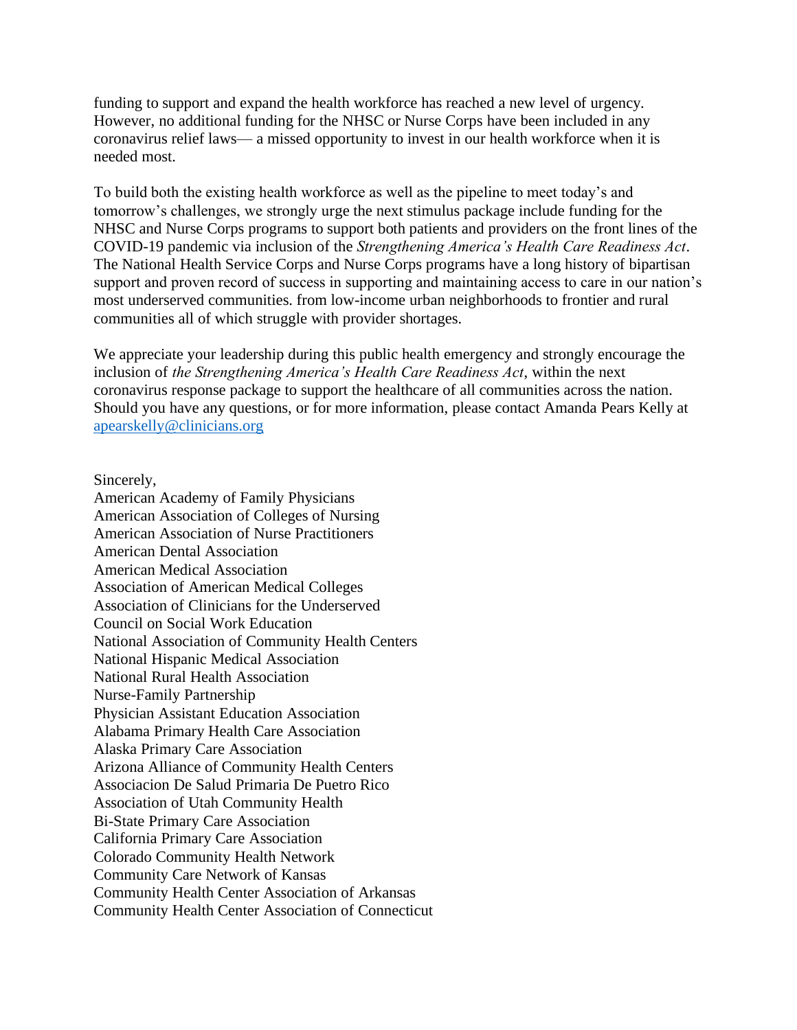funding to support and expand the health workforce has reached a new level of urgency. However, no additional funding for the NHSC or Nurse Corps have been included in any coronavirus relief laws— a missed opportunity to invest in our health workforce when it is needed most.

To build both the existing health workforce as well as the pipeline to meet today's and tomorrow's challenges, we strongly urge the next stimulus package include funding for the NHSC and Nurse Corps programs to support both patients and providers on the front lines of the COVID-19 pandemic via inclusion of the *Strengthening America's Health Care Readiness Act*. The National Health Service Corps and Nurse Corps programs have a long history of bipartisan support and proven record of success in supporting and maintaining access to care in our nation's most underserved communities. from low-income urban neighborhoods to frontier and rural communities all of which struggle with provider shortages.

We appreciate your leadership during this public health emergency and strongly encourage the inclusion of *the Strengthening America's Health Care Readiness Act*, within the next coronavirus response package to support the healthcare of all communities across the nation. Should you have any questions, or for more information, please contact Amanda Pears Kelly at apearskelly@clinicians.org

Sincerely,
American Academy of Family Physicians
American Association of Colleges of Nursing
American Association of Nurse Practitioners
American Dental Association
American Medical Association
Association of American Medical Colleges
Association of Clinicians for the Underserved
Council on Social Work Education
National Association of Community Health Centers
National Hispanic Medical Association
National Rural Health Association
Nurse-Family Partnership
Physician Assistant Education Association
Alabama Primary Health Care Association
Alaska Primary Care Association
Arizona Alliance of Community Health Centers
Associacion De Salud Primaria De Puetro Rico
Association of Utah Community Health
Bi-State Primary Care Association
California Primary Care Association
Colorado Community Health Network
Community Care Network of Kansas
Community Health Center Association of Arkansas
Community Health Center Association of Connecticut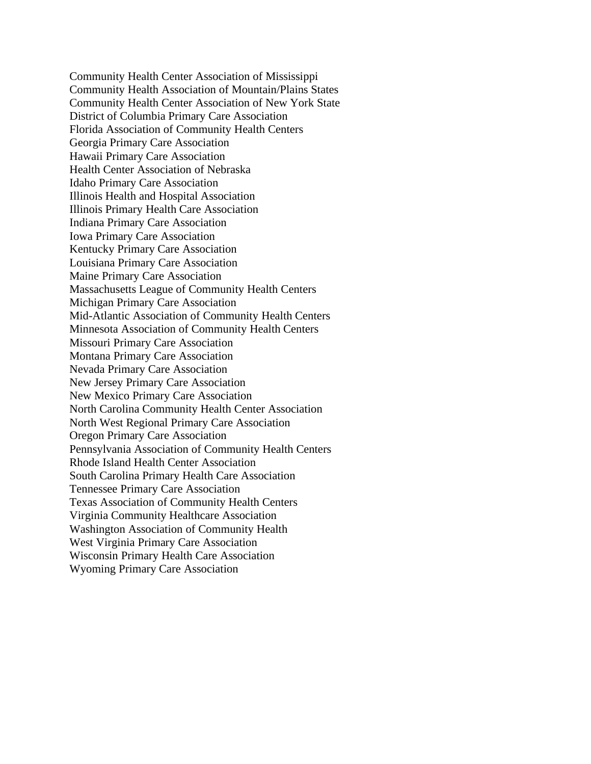Community Health Center Association of Mississippi
Community Health Association of Mountain/Plains States
Community Health Center Association of New York State
District of Columbia Primary Care Association
Florida Association of Community Health Centers
Georgia Primary Care Association
Hawaii Primary Care Association
Health Center Association of Nebraska
Idaho Primary Care Association
Illinois Health and Hospital Association
Illinois Primary Health Care Association
Indiana Primary Care Association
Iowa Primary Care Association
Kentucky Primary Care Association
Louisiana Primary Care Association
Maine Primary Care Association
Massachusetts League of Community Health Centers
Michigan Primary Care Association
Mid-Atlantic Association of Community Health Centers
Minnesota Association of Community Health Centers
Missouri Primary Care Association
Montana Primary Care Association
Nevada Primary Care Association
New Jersey Primary Care Association
New Mexico Primary Care Association
North Carolina Community Health Center Association
North West Regional Primary Care Association
Oregon Primary Care Association
Pennsylvania Association of Community Health Centers
Rhode Island Health Center Association
South Carolina Primary Health Care Association
Tennessee Primary Care Association
Texas Association of Community Health Centers
Virginia Community Healthcare Association
Washington Association of Community Health
West Virginia Primary Care Association
Wisconsin Primary Health Care Association
Wyoming Primary Care Association